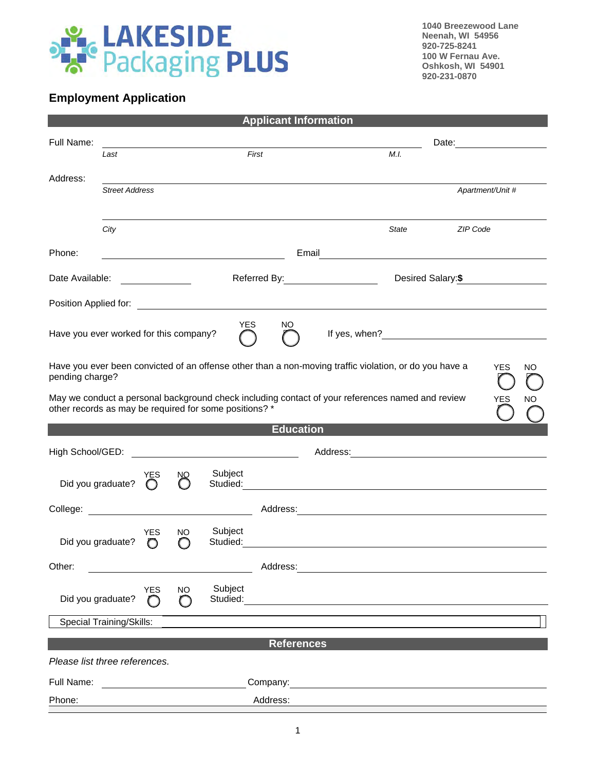**LAKESIDE Packaging PLUS**

**1040 Breezewood Lane**
**Neenah, WI 54956**
**920-725-8241**
**100 W Fernau Ave.**
**Oshkosh, WI 54901**
**920-231-0870**

## Employment Application

### Applicant Information

Full Name: ______________________________ Date: ____________

*Last* *First* *M.I.*

Address: ______________________________

*Street Address* *Apartment/Unit #*

______________________________

*City* *State* *ZIP Code*

Phone: ____________ Email ____________

Date Available: ____________ Referred By: ____________ Desired Salary: **$** ____________

Position Applied for: ______________________________

Have you ever worked for this company? YES ◯ NO ◯ If yes, when? ____________

Have you ever been convicted of an offense other than a non-moving traffic violation, or do you have a pending charge? YES ◯ NO ◯

May we conduct a personal background check including contact of your references named and review other records as may be required for some positions? * YES ◯ NO ◯

### Education

High School/GED: ____________ Address: ____________

Did you graduate? YES ◯ NO ◯ Subject Studied: ____________

College: ____________ Address: ____________

Did you graduate? YES ◯ NO ◯ Subject Studied: ____________

Other: ____________ Address: ____________

Did you graduate? YES ◯ NO ◯ Subject Studied: ____________

Special Training/Skills: ____________

### References

*Please list three references.*

Full Name: ____________ Company: ____________

Phone: ____________ Address: ____________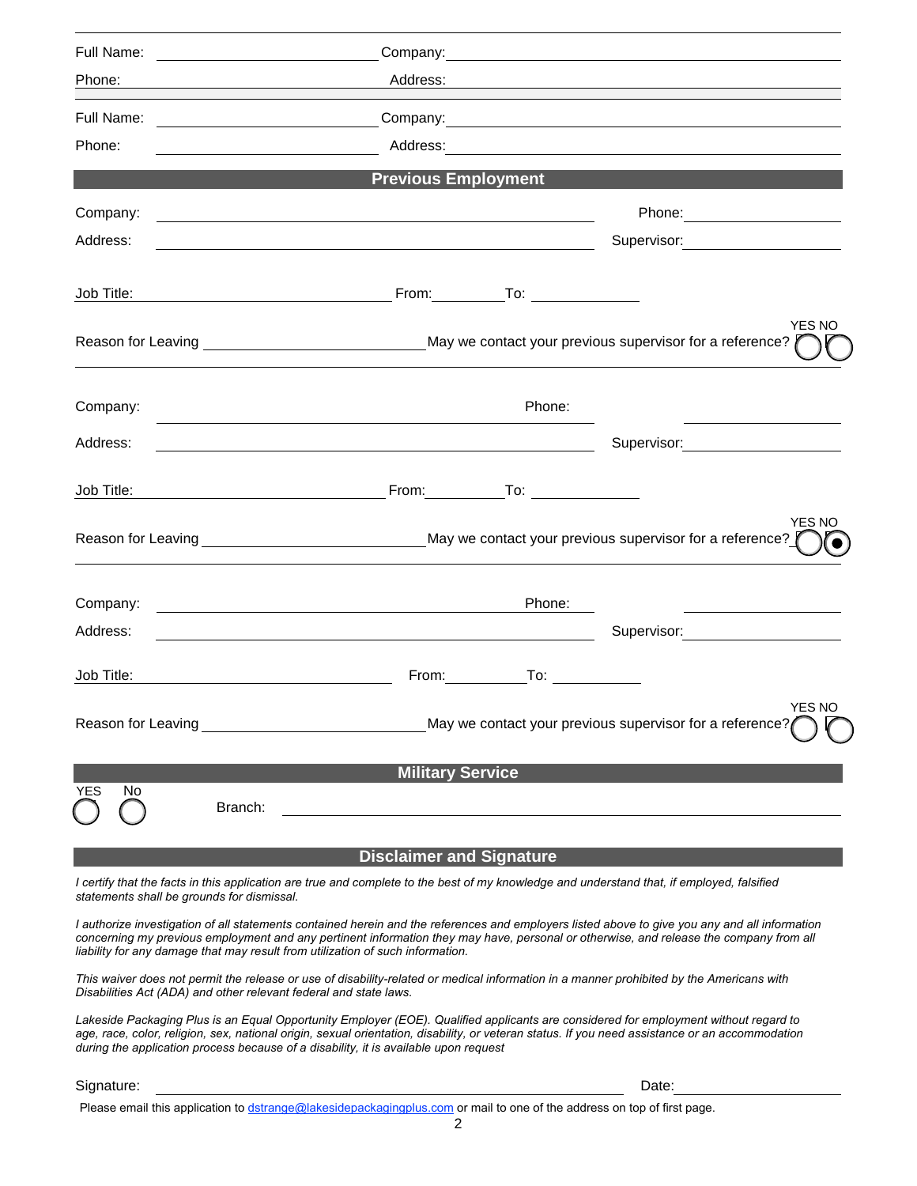Full Name: \_\_\_\_\_\_\_\_\_\_ Company: \_\_\_\_\_\_\_\_\_\_

Phone: \_\_\_\_\_\_\_\_\_\_ Address: \_\_\_\_\_\_\_\_\_\_

Full Name: \_\_\_\_\_\_\_\_\_\_ Company: \_\_\_\_\_\_\_\_\_\_

Phone: \_\_\_\_\_\_\_\_\_\_ Address: \_\_\_\_\_\_\_\_\_\_

## Previous Employment

Company: \_\_\_\_\_\_\_\_\_\_ Phone: \_\_\_\_\_\_\_\_\_\_

Address: \_\_\_\_\_\_\_\_\_\_ Supervisor: \_\_\_\_\_\_\_\_\_\_

Job Title: \_\_\_\_\_\_\_\_\_\_ From: \_\_\_\_\_\_ To: \_\_\_\_\_\_

Reason for Leaving \_\_\_\_\_\_\_\_\_\_ May we contact your previous supervisor for a reference? YES ○ NO ○

Company: \_\_\_\_\_\_\_\_\_\_ Phone: \_\_\_\_\_\_\_\_\_\_

Address: \_\_\_\_\_\_\_\_\_\_ Supervisor: \_\_\_\_\_\_\_\_\_\_

Job Title: \_\_\_\_\_\_\_\_\_\_ From: \_\_\_\_\_\_ To: \_\_\_\_\_\_

Reason for Leaving \_\_\_\_\_\_\_\_\_\_ May we contact your previous supervisor for a reference? YES ○ NO ●

Company: \_\_\_\_\_\_\_\_\_\_ Phone: \_\_\_\_\_\_\_\_\_\_

Address: \_\_\_\_\_\_\_\_\_\_ Supervisor: \_\_\_\_\_\_\_\_\_\_

Job Title: \_\_\_\_\_\_\_\_\_\_ From: \_\_\_\_\_\_ To: \_\_\_\_\_\_

Reason for Leaving \_\_\_\_\_\_\_\_\_\_ May we contact your previous supervisor for a reference? YES ○ NO ○

## Military Service

YES ○ No ○ Branch: \_\_\_\_\_\_\_\_\_\_

## Disclaimer and Signature

*I certify that the facts in this application are true and complete to the best of my knowledge and understand that, if employed, falsified statements shall be grounds for dismissal.*

*I authorize investigation of all statements contained herein and the references and employers listed above to give you any and all information concerning my previous employment and any pertinent information they may have, personal or otherwise, and release the company from all liability for any damage that may result from utilization of such information.*

*This waiver does not permit the release or use of disability-related or medical information in a manner prohibited by the Americans with Disabilities Act (ADA) and other relevant federal and state laws.*

*Lakeside Packaging Plus is an Equal Opportunity Employer (EOE). Qualified applicants are considered for employment without regard to age, race, color, religion, sex, national origin, sexual orientation, disability, or veteran status. If you need assistance or an accommodation during the application process because of a disability, it is available upon request*

Signature: \_\_\_\_\_\_\_\_\_\_ Date: \_\_\_\_\_\_\_\_\_\_

Please email this application to dstrange@lakesidepackagingplus.com or mail to one of the address on top of first page.